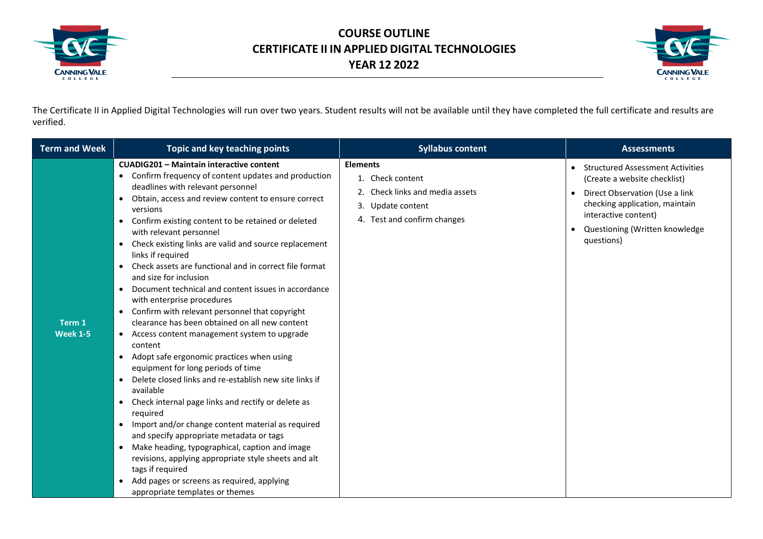# COURSE OUTLINE
# CERTIFICATE II IN APPLIED DIGITAL TECHNOLOGIES
# YEAR 12 2022

The Certificate II in Applied Digital Technologies will run over two years. Student results will not be available until they have completed the full certificate and results are verified.

| Term and Week | Topic and key teaching points | Syllabus content | Assessments |
|---|---|---|---|
| **Term 1 Week 1-5** | **CUADIG201 – Maintain interactive content**<br>• Confirm frequency of content updates and production deadlines with relevant personnel<br>• Obtain, access and review content to ensure correct versions<br>• Confirm existing content to be retained or deleted with relevant personnel<br>• Check existing links are valid and source replacement links if required<br>• Check assets are functional and in correct file format and size for inclusion<br>• Document technical and content issues in accordance with enterprise procedures<br>• Confirm with relevant personnel that copyright clearance has been obtained on all new content<br>• Access content management system to upgrade content<br>• Adopt safe ergonomic practices when using equipment for long periods of time<br>• Delete closed links and re-establish new site links if available<br>• Check internal page links and rectify or delete as required<br>• Import and/or change content material as required and specify appropriate metadata or tags<br>• Make heading, typographical, caption and image revisions, applying appropriate style sheets and alt tags if required<br>• Add pages or screens as required, applying appropriate templates or themes | **Elements**<br>1. Check content<br>2. Check links and media assets<br>3. Update content<br>4. Test and confirm changes | • Structured Assessment Activities (Create a website checklist)<br>• Direct Observation (Use a link checking application, maintain interactive content)<br>• Questioning (Written knowledge questions) |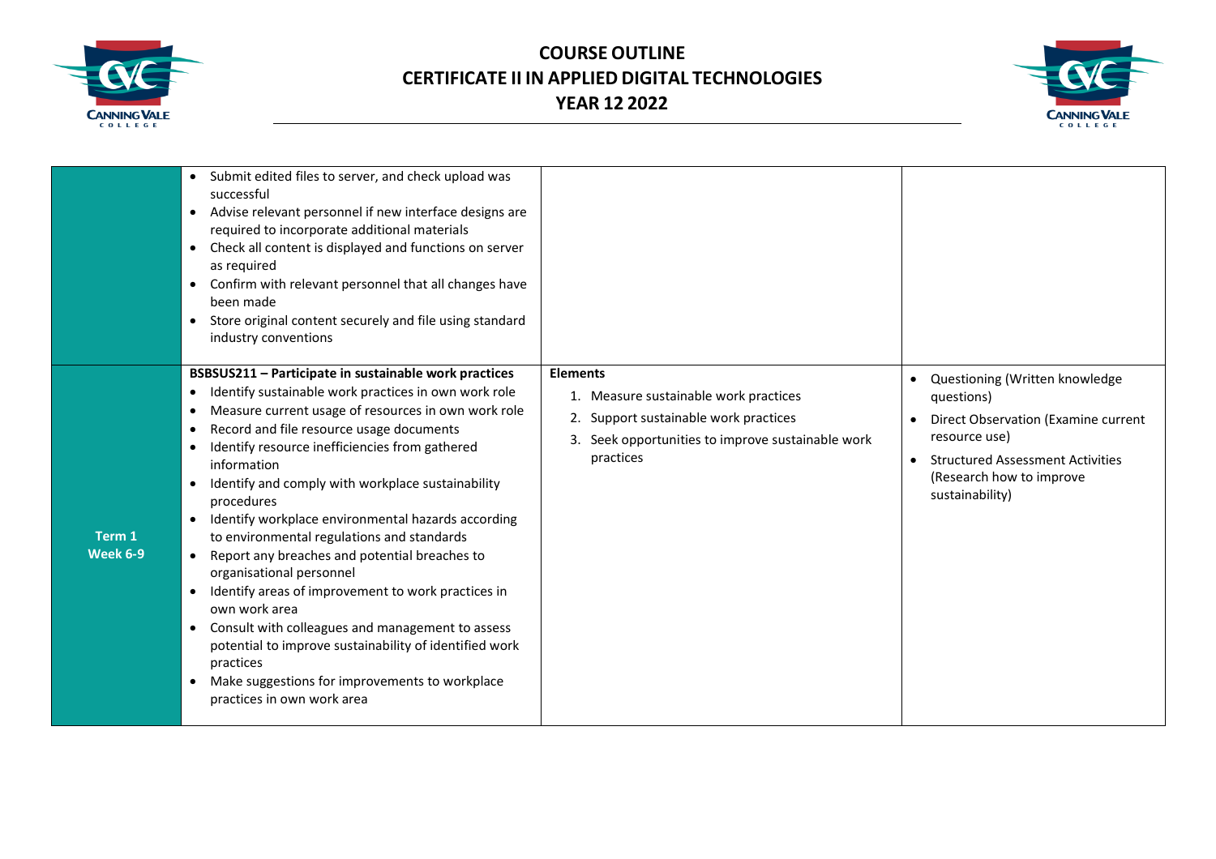| | | | |
|---|---|---|---|
| | • Submit edited files to server, and check upload was successful<br>• Advise relevant personnel if new interface designs are required to incorporate additional materials<br>• Check all content is displayed and functions on server as required<br>• Confirm with relevant personnel that all changes have been made<br>• Store original content securely and file using standard industry conventions | | |
| **Term 1 Week 6-9** | **BSBSUS211 – Participate in sustainable work practices**<br>• Identify sustainable work practices in own work role<br>• Measure current usage of resources in own work role<br>• Record and file resource usage documents<br>• Identify resource inefficiencies from gathered information<br>• Identify and comply with workplace sustainability procedures<br>• Identify workplace environmental hazards according to environmental regulations and standards<br>• Report any breaches and potential breaches to organisational personnel<br>• Identify areas of improvement to work practices in own work area<br>• Consult with colleagues and management to assess potential to improve sustainability of identified work practices<br>• Make suggestions for improvements to workplace practices in own work area | **Elements**<br>1. Measure sustainable work practices<br>2. Support sustainable work practices<br>3. Seek opportunities to improve sustainable work practices | • Questioning (Written knowledge questions)<br>• Direct Observation (Examine current resource use)<br>• Structured Assessment Activities (Research how to improve sustainability) |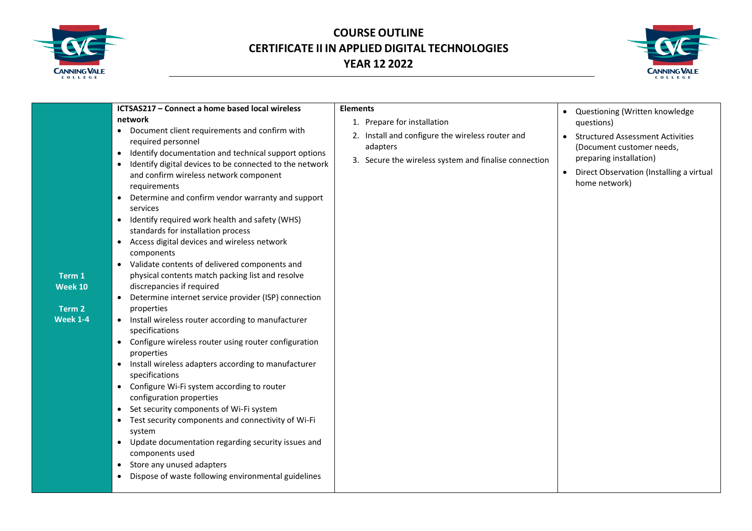# COURSE OUTLINE
# CERTIFICATE II IN APPLIED DIGITAL TECHNOLOGIES
# YEAR 12 2022

| | | | |
|---|---|---|---|
| **Term 1 Week 10**<br><br>**Term 2 Week 1-4** | **ICTSAS217 – Connect a home based local wireless network**<br>• Document client requirements and confirm with required personnel<br>• Identify documentation and technical support options<br>• Identify digital devices to be connected to the network and confirm wireless network component requirements<br>• Determine and confirm vendor warranty and support services<br>• Identify required work health and safety (WHS) standards for installation process<br>• Access digital devices and wireless network components<br>• Validate contents of delivered components and physical contents match packing list and resolve discrepancies if required<br>• Determine internet service provider (ISP) connection properties<br>• Install wireless router according to manufacturer specifications<br>• Configure wireless router using router configuration properties<br>• Install wireless adapters according to manufacturer specifications<br>• Configure Wi-Fi system according to router configuration properties<br>• Set security components of Wi-Fi system<br>• Test security components and connectivity of Wi-Fi system<br>• Update documentation regarding security issues and components used<br>• Store any unused adapters<br>• Dispose of waste following environmental guidelines | **Elements**<br>1. Prepare for installation<br>2. Install and configure the wireless router and adapters<br>3. Secure the wireless system and finalise connection | • Questioning (Written knowledge questions)<br>• Structured Assessment Activities (Document customer needs, preparing installation)<br>• Direct Observation (Installing a virtual home network) |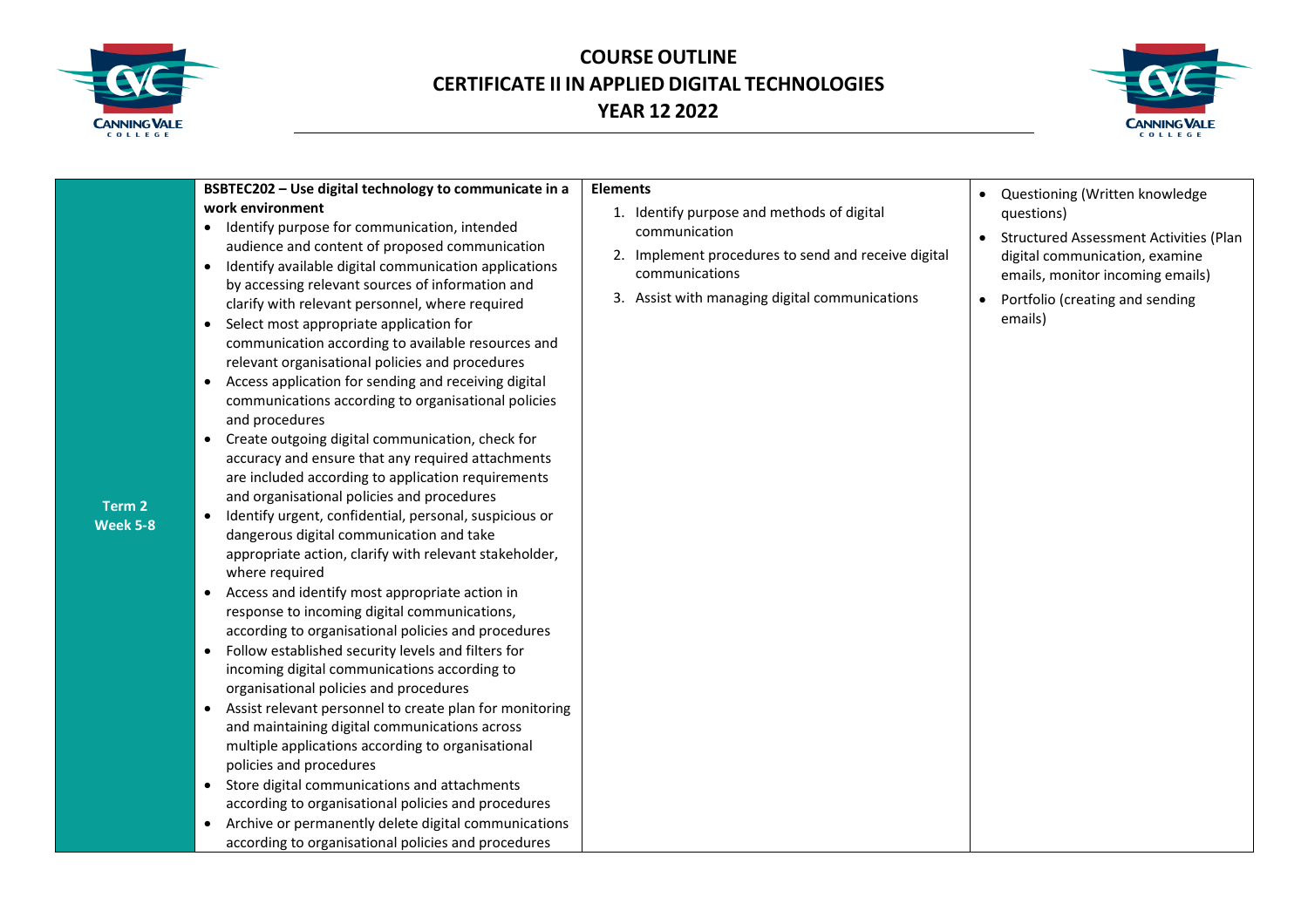| | | | |
|---|---|---|---|
| **Term 2 Week 5-8** | **BSBTEC202 – Use digital technology to communicate in a work environment**<br>• Identify purpose for communication, intended audience and content of proposed communication<br>• Identify available digital communication applications by accessing relevant sources of information and clarify with relevant personnel, where required<br>• Select most appropriate application for communication according to available resources and relevant organisational policies and procedures<br>• Access application for sending and receiving digital communications according to organisational policies and procedures<br>• Create outgoing digital communication, check for accuracy and ensure that any required attachments are included according to application requirements and organisational policies and procedures<br>• Identify urgent, confidential, personal, suspicious or dangerous digital communication and take appropriate action, clarify with relevant stakeholder, where required<br>• Access and identify most appropriate action in response to incoming digital communications, according to organisational policies and procedures<br>• Follow established security levels and filters for incoming digital communications according to organisational policies and procedures<br>• Assist relevant personnel to create plan for monitoring and maintaining digital communications across multiple applications according to organisational policies and procedures<br>• Store digital communications and attachments according to organisational policies and procedures<br>• Archive or permanently delete digital communications according to organisational policies and procedures | **Elements**<br>1. Identify purpose and methods of digital communication<br>2. Implement procedures to send and receive digital communications<br>3. Assist with managing digital communications | • Questioning (Written knowledge questions)<br>• Structured Assessment Activities (Plan digital communication, examine emails, monitor incoming emails)<br>• Portfolio (creating and sending emails) |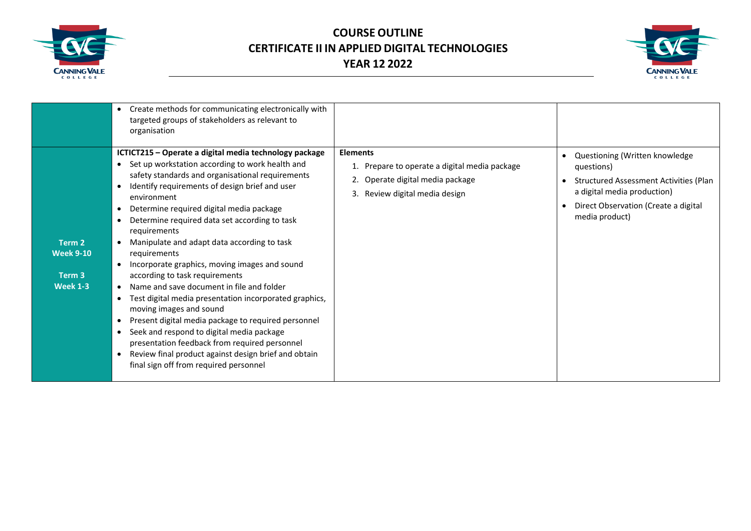| | | | |
|---|---|---|---|
| | • Create methods for communicating electronically with targeted groups of stakeholders as relevant to organisation | | |
| **Term 2 Week 9-10**<br><br>**Term 3 Week 1-3** | **ICTICT215 – Operate a digital media technology package**<br>• Set up workstation according to work health and safety standards and organisational requirements<br>• Identify requirements of design brief and user environment<br>• Determine required digital media package<br>• Determine required data set according to task requirements<br>• Manipulate and adapt data according to task requirements<br>• Incorporate graphics, moving images and sound according to task requirements<br>• Name and save document in file and folder<br>• Test digital media presentation incorporated graphics, moving images and sound<br>• Present digital media package to required personnel<br>• Seek and respond to digital media package presentation feedback from required personnel<br>• Review final product against design brief and obtain final sign off from required personnel | **Elements**<br>1. Prepare to operate a digital media package<br>2. Operate digital media package<br>3. Review digital media design | • Questioning (Written knowledge questions)<br>• Structured Assessment Activities (Plan a digital media production)<br>• Direct Observation (Create a digital media product) |